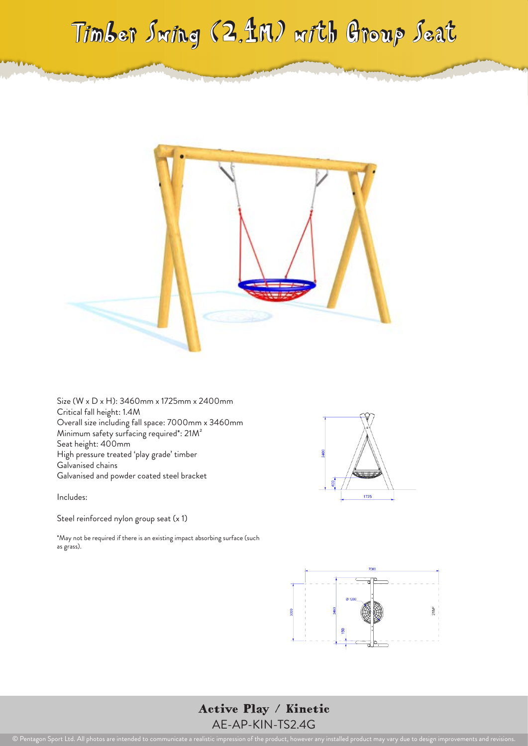# Timber Swing (2.4M) with Group Seat

Size (W x D x H): 3460mm x 1725mm x 2400mm
Critical fall height: 1.4M
Overall size including fall space: 7000mm x 3460mm
Minimum safety surfacing required*: 21M²
Seat height: 400mm
High pressure treated 'play grade' timber
Galvanised chains
Galvanised and powder coated steel bracket

Includes:

Steel reinforced nylon group seat (x 1)

*May not be required if there is an existing impact absorbing surface (such as grass).

**Active Play / Kinetic**

AE-AP-KIN-TS2.4G

© Pentagon Sport Ltd. All photos are intended to communicate a realistic impression of the product, however any installed product may vary due to design improvements and revisions.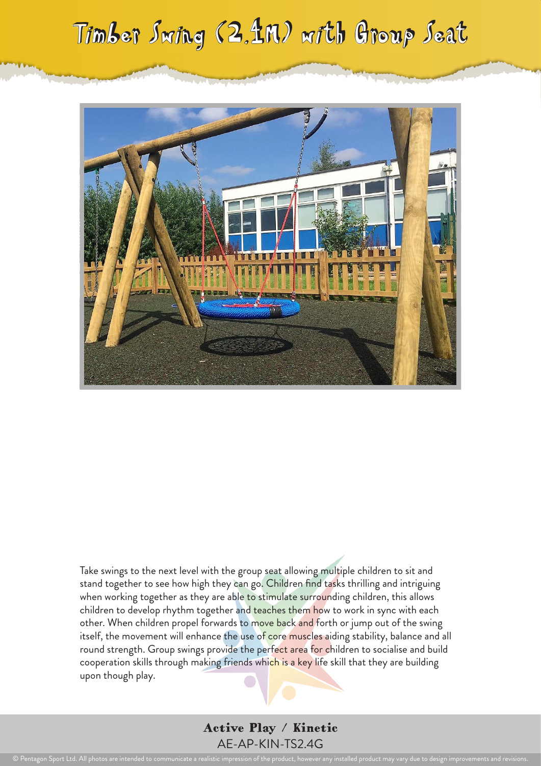# Timber Swing (2.4M) with Group Seat

Take swings to the next level with the group seat allowing multiple children to sit and stand together to see how high they can go. Children find tasks thrilling and intriguing when working together as they are able to stimulate surrounding children, this allows children to develop rhythm together and teaches them how to work in sync with each other. When children propel forwards to move back and forth or jump out of the swing itself, the movement will enhance the use of core muscles aiding stability, balance and all round strength. Group swings provide the perfect area for children to socialise and build cooperation skills through making friends which is a key life skill that they are building upon though play.

**Active Play / Kinetic**

AE-AP-KIN-TS2.4G

© Pentagon Sport Ltd. All photos are intended to communicate a realistic impression of the product, however any installed product may vary due to design improvements and revisions.